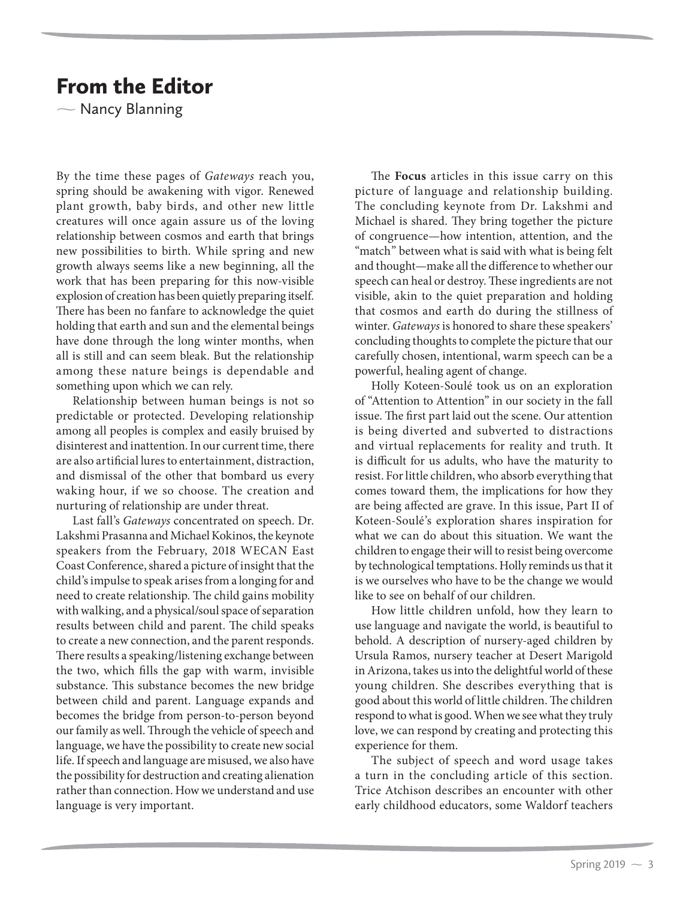# From the Editor

— Nancy Blanning

By the time these pages of *Gateways* reach you, spring should be awakening with vigor. Renewed plant growth, baby birds, and other new little creatures will once again assure us of the loving relationship between cosmos and earth that brings new possibilities to birth. While spring and new growth always seems like a new beginning, all the work that has been preparing for this now-visible explosion of creation has been quietly preparing itself. There has been no fanfare to acknowledge the quiet holding that earth and sun and the elemental beings have done through the long winter months, when all is still and can seem bleak. But the relationship among these nature beings is dependable and something upon which we can rely.

Relationship between human beings is not so predictable or protected. Developing relationship among all peoples is complex and easily bruised by disinterest and inattention. In our current time, there are also artificial lures to entertainment, distraction, and dismissal of the other that bombard us every waking hour, if we so choose. The creation and nurturing of relationship are under threat.

Last fall's *Gateways* concentrated on speech. Dr. Lakshmi Prasanna and Michael Kokinos, the keynote speakers from the February, 2018 WECAN East Coast Conference, shared a picture of insight that the child's impulse to speak arises from a longing for and need to create relationship. The child gains mobility with walking, and a physical/soul space of separation results between child and parent. The child speaks to create a new connection, and the parent responds. There results a speaking/listening exchange between the two, which fills the gap with warm, invisible substance. This substance becomes the new bridge between child and parent. Language expands and becomes the bridge from person-to-person beyond our family as well. Through the vehicle of speech and language, we have the possibility to create new social life. If speech and language are misused, we also have the possibility for destruction and creating alienation rather than connection. How we understand and use language is very important.

The **Focus** articles in this issue carry on this picture of language and relationship building. The concluding keynote from Dr. Lakshmi and Michael is shared. They bring together the picture of congruence—how intention, attention, and the "match" between what is said with what is being felt and thought—make all the difference to whether our speech can heal or destroy. These ingredients are not visible, akin to the quiet preparation and holding that cosmos and earth do during the stillness of winter. *Gateways* is honored to share these speakers' concluding thoughts to complete the picture that our carefully chosen, intentional, warm speech can be a powerful, healing agent of change.

Holly Koteen-Soulé took us on an exploration of "Attention to Attention" in our society in the fall issue. The first part laid out the scene. Our attention is being diverted and subverted to distractions and virtual replacements for reality and truth. It is difficult for us adults, who have the maturity to resist. For little children, who absorb everything that comes toward them, the implications for how they are being affected are grave. In this issue, Part II of Koteen-Soulé's exploration shares inspiration for what we can do about this situation. We want the children to engage their will to resist being overcome by technological temptations. Holly reminds us that it is we ourselves who have to be the change we would like to see on behalf of our children.

How little children unfold, how they learn to use language and navigate the world, is beautiful to behold. A description of nursery-aged children by Ursula Ramos, nursery teacher at Desert Marigold in Arizona, takes us into the delightful world of these young children. She describes everything that is good about this world of little children. The children respond to what is good. When we see what they truly love, we can respond by creating and protecting this experience for them.

The subject of speech and word usage takes a turn in the concluding article of this section. Trice Atchison describes an encounter with other early childhood educators, some Waldorf teachers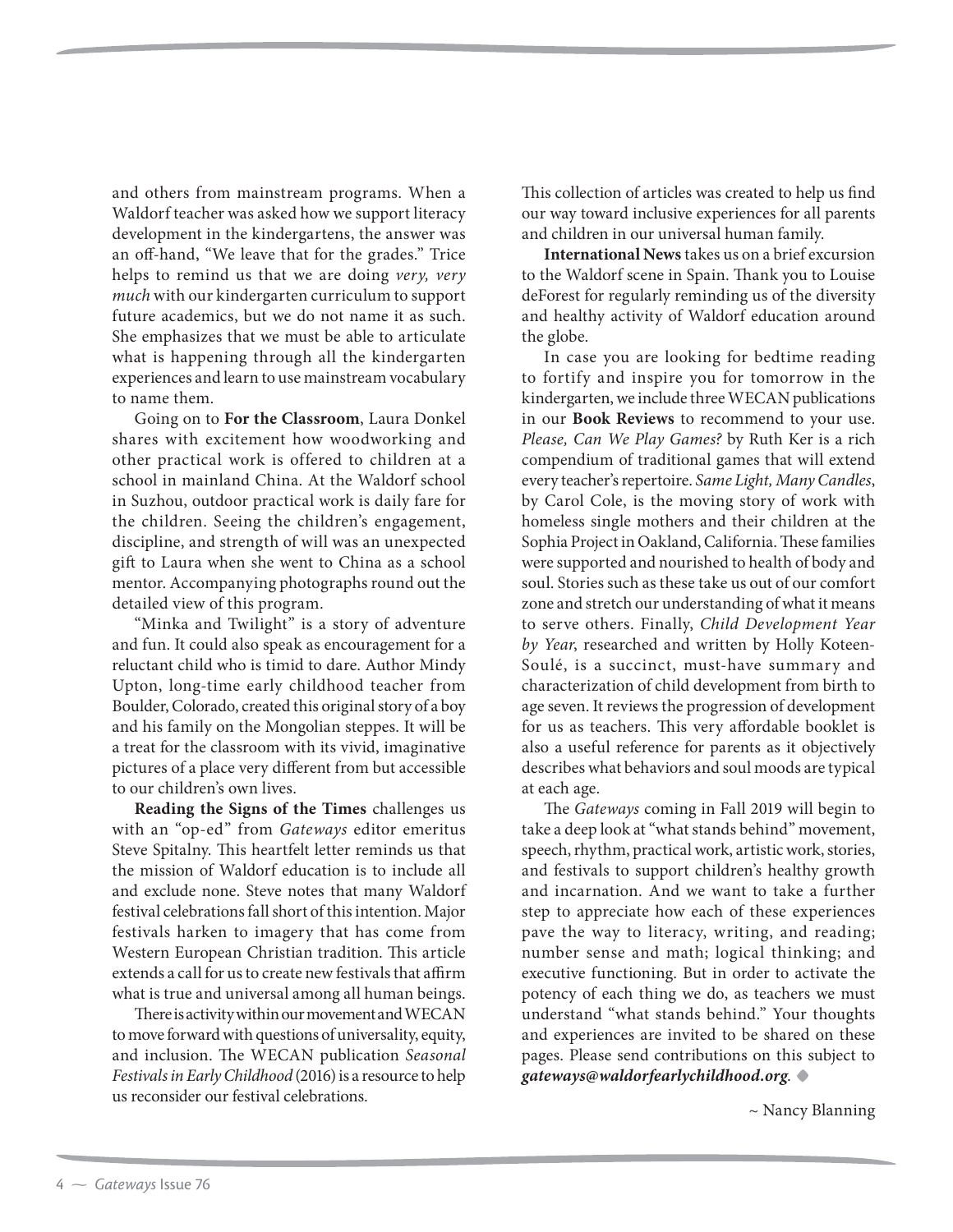and others from mainstream programs. When a Waldorf teacher was asked how we support literacy development in the kindergartens, the answer was an off-hand, "We leave that for the grades." Trice helps to remind us that we are doing *very, very much* with our kindergarten curriculum to support future academics, but we do not name it as such. She emphasizes that we must be able to articulate what is happening through all the kindergarten experiences and learn to use mainstream vocabulary to name them.

Going on to **For the Classroom**, Laura Donkel shares with excitement how woodworking and other practical work is offered to children at a school in mainland China. At the Waldorf school in Suzhou, outdoor practical work is daily fare for the children. Seeing the children's engagement, discipline, and strength of will was an unexpected gift to Laura when she went to China as a school mentor. Accompanying photographs round out the detailed view of this program.

"Minka and Twilight" is a story of adventure and fun. It could also speak as encouragement for a reluctant child who is timid to dare. Author Mindy Upton, long-time early childhood teacher from Boulder, Colorado, created this original story of a boy and his family on the Mongolian steppes. It will be a treat for the classroom with its vivid, imaginative pictures of a place very different from but accessible to our children's own lives.

**Reading the Signs of the Times** challenges us with an "op-ed" from *Gateways* editor emeritus Steve Spitalny. This heartfelt letter reminds us that the mission of Waldorf education is to include all and exclude none. Steve notes that many Waldorf festival celebrations fall short of this intention. Major festivals harken to imagery that has come from Western European Christian tradition. This article extends a call for us to create new festivals that affirm what is true and universal among all human beings.

There is activity within our movement and WECAN to move forward with questions of universality, equity, and inclusion. The WECAN publication *Seasonal Festivals in Early Childhood* (2016) is a resource to help us reconsider our festival celebrations.

This collection of articles was created to help us find our way toward inclusive experiences for all parents and children in our universal human family.

**International News** takes us on a brief excursion to the Waldorf scene in Spain. Thank you to Louise deForest for regularly reminding us of the diversity and healthy activity of Waldorf education around the globe.

In case you are looking for bedtime reading to fortify and inspire you for tomorrow in the kindergarten, we include three WECAN publications in our **Book Reviews** to recommend to your use. *Please, Can We Play Games?* by Ruth Ker is a rich compendium of traditional games that will extend every teacher's repertoire. *Same Light, Many Candles*, by Carol Cole, is the moving story of work with homeless single mothers and their children at the Sophia Project in Oakland, California. These families were supported and nourished to health of body and soul. Stories such as these take us out of our comfort zone and stretch our understanding of what it means to serve others. Finally, *Child Development Year by Year*, researched and written by Holly Koteen-Soulé, is a succinct, must-have summary and characterization of child development from birth to age seven. It reviews the progression of development for us as teachers. This very affordable booklet is also a useful reference for parents as it objectively describes what behaviors and soul moods are typical at each age.

The *Gateways* coming in Fall 2019 will begin to take a deep look at "what stands behind" movement, speech, rhythm, practical work, artistic work, stories, and festivals to support children's healthy growth and incarnation. And we want to take a further step to appreciate how each of these experiences pave the way to literacy, writing, and reading; number sense and math; logical thinking; and executive functioning. But in order to activate the potency of each thing we do, as teachers we must understand "what stands behind." Your thoughts and experiences are invited to be shared on these pages. Please send contributions on this subject to ***gateways@waldorfearlychildhood.org***. ◆

~ Nancy Blanning